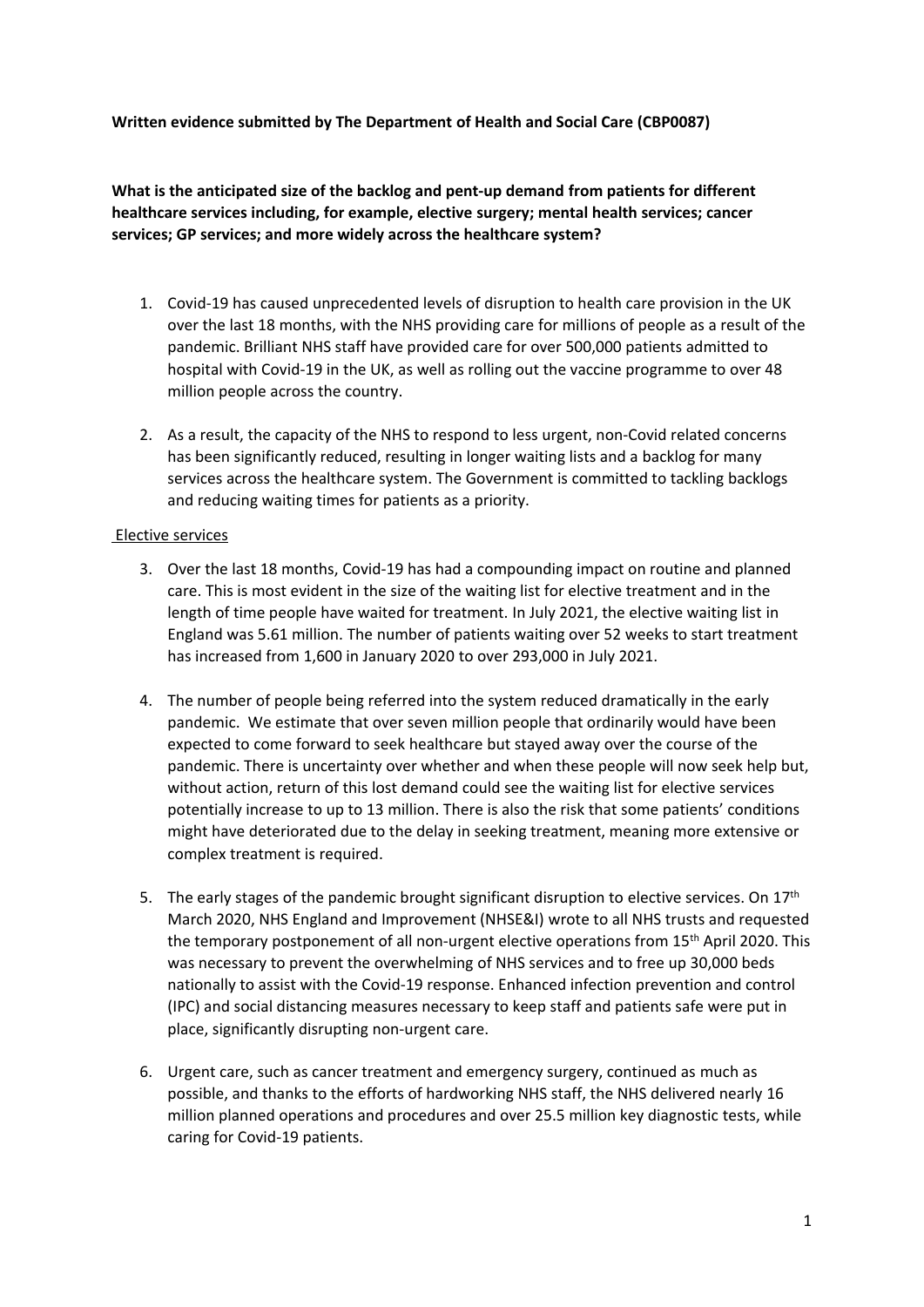**Written evidence submitted by The Department of Health and Social Care (CBP0087)**

**What is the anticipated size of the backlog and pent-up demand from patients for different healthcare services including, for example, elective surgery; mental health services; cancer services; GP services; and more widely across the healthcare system?**

1. Covid-19 has caused unprecedented levels of disruption to health care provision in the UK over the last 18 months, with the NHS providing care for millions of people as a result of the pandemic. Brilliant NHS staff have provided care for over 500,000 patients admitted to hospital with Covid-19 in the UK, as well as rolling out the vaccine programme to over 48 million people across the country.

2. As a result, the capacity of the NHS to respond to less urgent, non-Covid related concerns has been significantly reduced, resulting in longer waiting lists and a backlog for many services across the healthcare system. The Government is committed to tackling backlogs and reducing waiting times for patients as a priority.

Elective services

3. Over the last 18 months, Covid-19 has had a compounding impact on routine and planned care. This is most evident in the size of the waiting list for elective treatment and in the length of time people have waited for treatment. In July 2021, the elective waiting list in England was 5.61 million. The number of patients waiting over 52 weeks to start treatment has increased from 1,600 in January 2020 to over 293,000 in July 2021.

4. The number of people being referred into the system reduced dramatically in the early pandemic. We estimate that over seven million people that ordinarily would have been expected to come forward to seek healthcare but stayed away over the course of the pandemic. There is uncertainty over whether and when these people will now seek help but, without action, return of this lost demand could see the waiting list for elective services potentially increase to up to 13 million. There is also the risk that some patients' conditions might have deteriorated due to the delay in seeking treatment, meaning more extensive or complex treatment is required.

5. The early stages of the pandemic brought significant disruption to elective services. On 17th March 2020, NHS England and Improvement (NHSE&I) wrote to all NHS trusts and requested the temporary postponement of all non-urgent elective operations from 15th April 2020. This was necessary to prevent the overwhelming of NHS services and to free up 30,000 beds nationally to assist with the Covid-19 response. Enhanced infection prevention and control (IPC) and social distancing measures necessary to keep staff and patients safe were put in place, significantly disrupting non-urgent care.

6. Urgent care, such as cancer treatment and emergency surgery, continued as much as possible, and thanks to the efforts of hardworking NHS staff, the NHS delivered nearly 16 million planned operations and procedures and over 25.5 million key diagnostic tests, while caring for Covid-19 patients.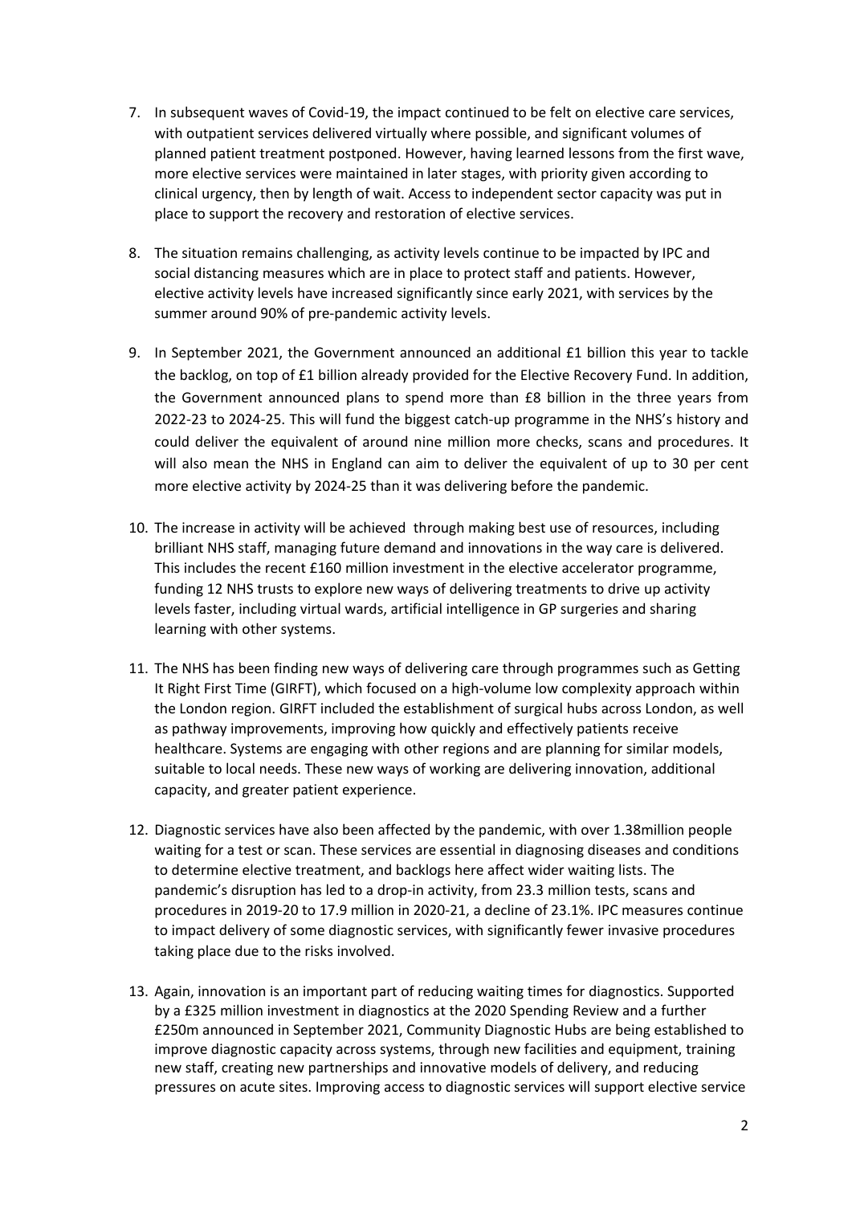7. In subsequent waves of Covid-19, the impact continued to be felt on elective care services, with outpatient services delivered virtually where possible, and significant volumes of planned patient treatment postponed. However, having learned lessons from the first wave, more elective services were maintained in later stages, with priority given according to clinical urgency, then by length of wait. Access to independent sector capacity was put in place to support the recovery and restoration of elective services.

8. The situation remains challenging, as activity levels continue to be impacted by IPC and social distancing measures which are in place to protect staff and patients. However, elective activity levels have increased significantly since early 2021, with services by the summer around 90% of pre-pandemic activity levels.

9. In September 2021, the Government announced an additional £1 billion this year to tackle the backlog, on top of £1 billion already provided for the Elective Recovery Fund. In addition, the Government announced plans to spend more than £8 billion in the three years from 2022-23 to 2024-25. This will fund the biggest catch-up programme in the NHS's history and could deliver the equivalent of around nine million more checks, scans and procedures. It will also mean the NHS in England can aim to deliver the equivalent of up to 30 per cent more elective activity by 2024-25 than it was delivering before the pandemic.

10. The increase in activity will be achieved through making best use of resources, including brilliant NHS staff, managing future demand and innovations in the way care is delivered. This includes the recent £160 million investment in the elective accelerator programme, funding 12 NHS trusts to explore new ways of delivering treatments to drive up activity levels faster, including virtual wards, artificial intelligence in GP surgeries and sharing learning with other systems.

11. The NHS has been finding new ways of delivering care through programmes such as Getting It Right First Time (GIRFT), which focused on a high-volume low complexity approach within the London region. GIRFT included the establishment of surgical hubs across London, as well as pathway improvements, improving how quickly and effectively patients receive healthcare. Systems are engaging with other regions and are planning for similar models, suitable to local needs. These new ways of working are delivering innovation, additional capacity, and greater patient experience.

12. Diagnostic services have also been affected by the pandemic, with over 1.38million people waiting for a test or scan. These services are essential in diagnosing diseases and conditions to determine elective treatment, and backlogs here affect wider waiting lists. The pandemic's disruption has led to a drop-in activity, from 23.3 million tests, scans and procedures in 2019-20 to 17.9 million in 2020-21, a decline of 23.1%. IPC measures continue to impact delivery of some diagnostic services, with significantly fewer invasive procedures taking place due to the risks involved.

13. Again, innovation is an important part of reducing waiting times for diagnostics. Supported by a £325 million investment in diagnostics at the 2020 Spending Review and a further £250m announced in September 2021, Community Diagnostic Hubs are being established to improve diagnostic capacity across systems, through new facilities and equipment, training new staff, creating new partnerships and innovative models of delivery, and reducing pressures on acute sites. Improving access to diagnostic services will support elective service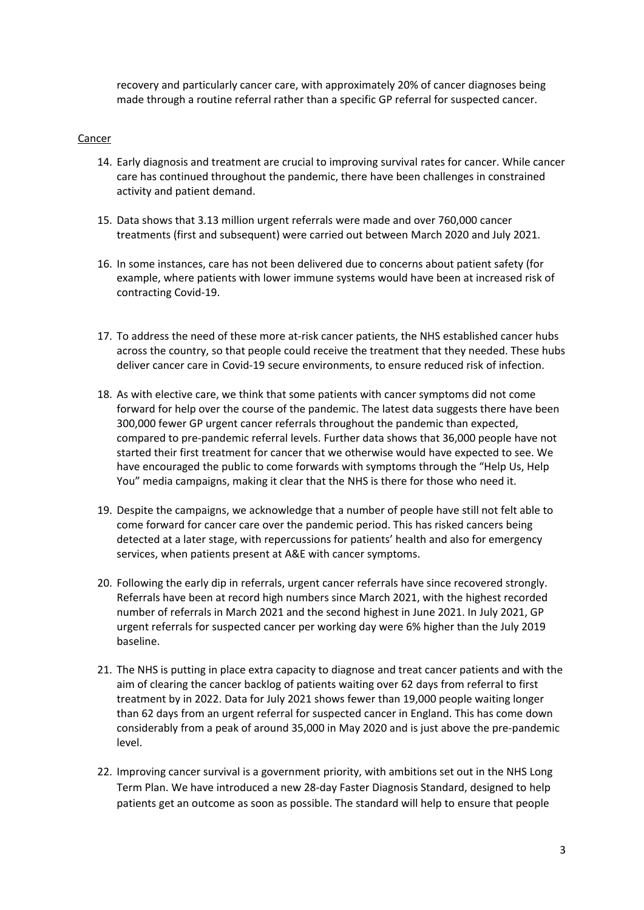recovery and particularly cancer care, with approximately 20% of cancer diagnoses being made through a routine referral rather than a specific GP referral for suspected cancer.

<u>Cancer</u>

14. Early diagnosis and treatment are crucial to improving survival rates for cancer. While cancer care has continued throughout the pandemic, there have been challenges in constrained activity and patient demand.

15. Data shows that 3.13 million urgent referrals were made and over 760,000 cancer treatments (first and subsequent) were carried out between March 2020 and July 2021.

16. In some instances, care has not been delivered due to concerns about patient safety (for example, where patients with lower immune systems would have been at increased risk of contracting Covid-19.

17. To address the need of these more at-risk cancer patients, the NHS established cancer hubs across the country, so that people could receive the treatment that they needed. These hubs deliver cancer care in Covid-19 secure environments, to ensure reduced risk of infection.

18. As with elective care, we think that some patients with cancer symptoms did not come forward for help over the course of the pandemic. The latest data suggests there have been 300,000 fewer GP urgent cancer referrals throughout the pandemic than expected, compared to pre-pandemic referral levels. Further data shows that 36,000 people have not started their first treatment for cancer that we otherwise would have expected to see. We have encouraged the public to come forwards with symptoms through the "Help Us, Help You" media campaigns, making it clear that the NHS is there for those who need it.

19. Despite the campaigns, we acknowledge that a number of people have still not felt able to come forward for cancer care over the pandemic period. This has risked cancers being detected at a later stage, with repercussions for patients' health and also for emergency services, when patients present at A&E with cancer symptoms.

20. Following the early dip in referrals, urgent cancer referrals have since recovered strongly. Referrals have been at record high numbers since March 2021, with the highest recorded number of referrals in March 2021 and the second highest in June 2021. In July 2021, GP urgent referrals for suspected cancer per working day were 6% higher than the July 2019 baseline.

21. The NHS is putting in place extra capacity to diagnose and treat cancer patients and with the aim of clearing the cancer backlog of patients waiting over 62 days from referral to first treatment by in 2022. Data for July 2021 shows fewer than 19,000 people waiting longer than 62 days from an urgent referral for suspected cancer in England. This has come down considerably from a peak of around 35,000 in May 2020 and is just above the pre-pandemic level.

22. Improving cancer survival is a government priority, with ambitions set out in the NHS Long Term Plan. We have introduced a new 28-day Faster Diagnosis Standard, designed to help patients get an outcome as soon as possible. The standard will help to ensure that people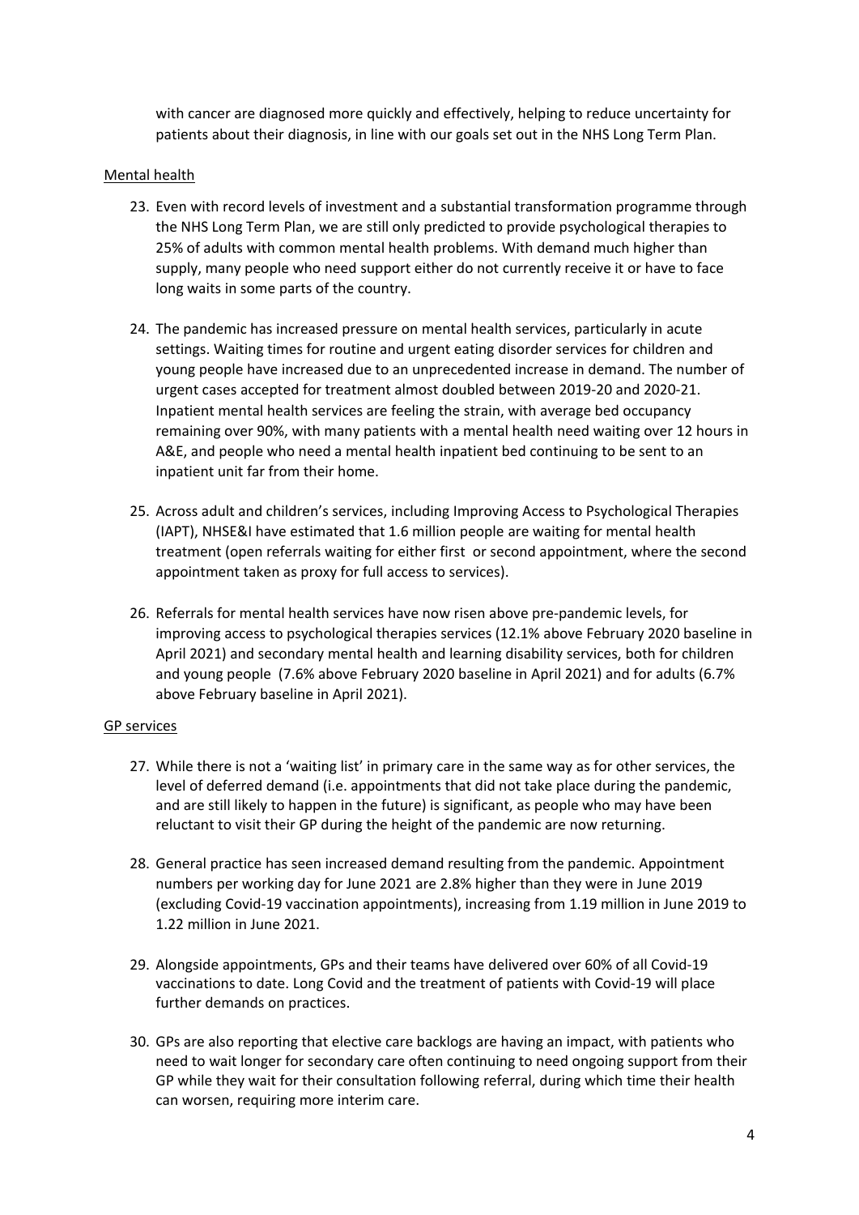with cancer are diagnosed more quickly and effectively, helping to reduce uncertainty for patients about their diagnosis, in line with our goals set out in the NHS Long Term Plan.

Mental health

23. Even with record levels of investment and a substantial transformation programme through the NHS Long Term Plan, we are still only predicted to provide psychological therapies to 25% of adults with common mental health problems. With demand much higher than supply, many people who need support either do not currently receive it or have to face long waits in some parts of the country.

24. The pandemic has increased pressure on mental health services, particularly in acute settings. Waiting times for routine and urgent eating disorder services for children and young people have increased due to an unprecedented increase in demand. The number of urgent cases accepted for treatment almost doubled between 2019-20 and 2020-21. Inpatient mental health services are feeling the strain, with average bed occupancy remaining over 90%, with many patients with a mental health need waiting over 12 hours in A&E, and people who need a mental health inpatient bed continuing to be sent to an inpatient unit far from their home.

25. Across adult and children's services, including Improving Access to Psychological Therapies (IAPT), NHSE&I have estimated that 1.6 million people are waiting for mental health treatment (open referrals waiting for either first or second appointment, where the second appointment taken as proxy for full access to services).

26. Referrals for mental health services have now risen above pre-pandemic levels, for improving access to psychological therapies services (12.1% above February 2020 baseline in April 2021) and secondary mental health and learning disability services, both for children and young people (7.6% above February 2020 baseline in April 2021) and for adults (6.7% above February baseline in April 2021).

GP services

27. While there is not a 'waiting list' in primary care in the same way as for other services, the level of deferred demand (i.e. appointments that did not take place during the pandemic, and are still likely to happen in the future) is significant, as people who may have been reluctant to visit their GP during the height of the pandemic are now returning.

28. General practice has seen increased demand resulting from the pandemic. Appointment numbers per working day for June 2021 are 2.8% higher than they were in June 2019 (excluding Covid-19 vaccination appointments), increasing from 1.19 million in June 2019 to 1.22 million in June 2021.

29. Alongside appointments, GPs and their teams have delivered over 60% of all Covid-19 vaccinations to date. Long Covid and the treatment of patients with Covid-19 will place further demands on practices.

30. GPs are also reporting that elective care backlogs are having an impact, with patients who need to wait longer for secondary care often continuing to need ongoing support from their GP while they wait for their consultation following referral, during which time their health can worsen, requiring more interim care.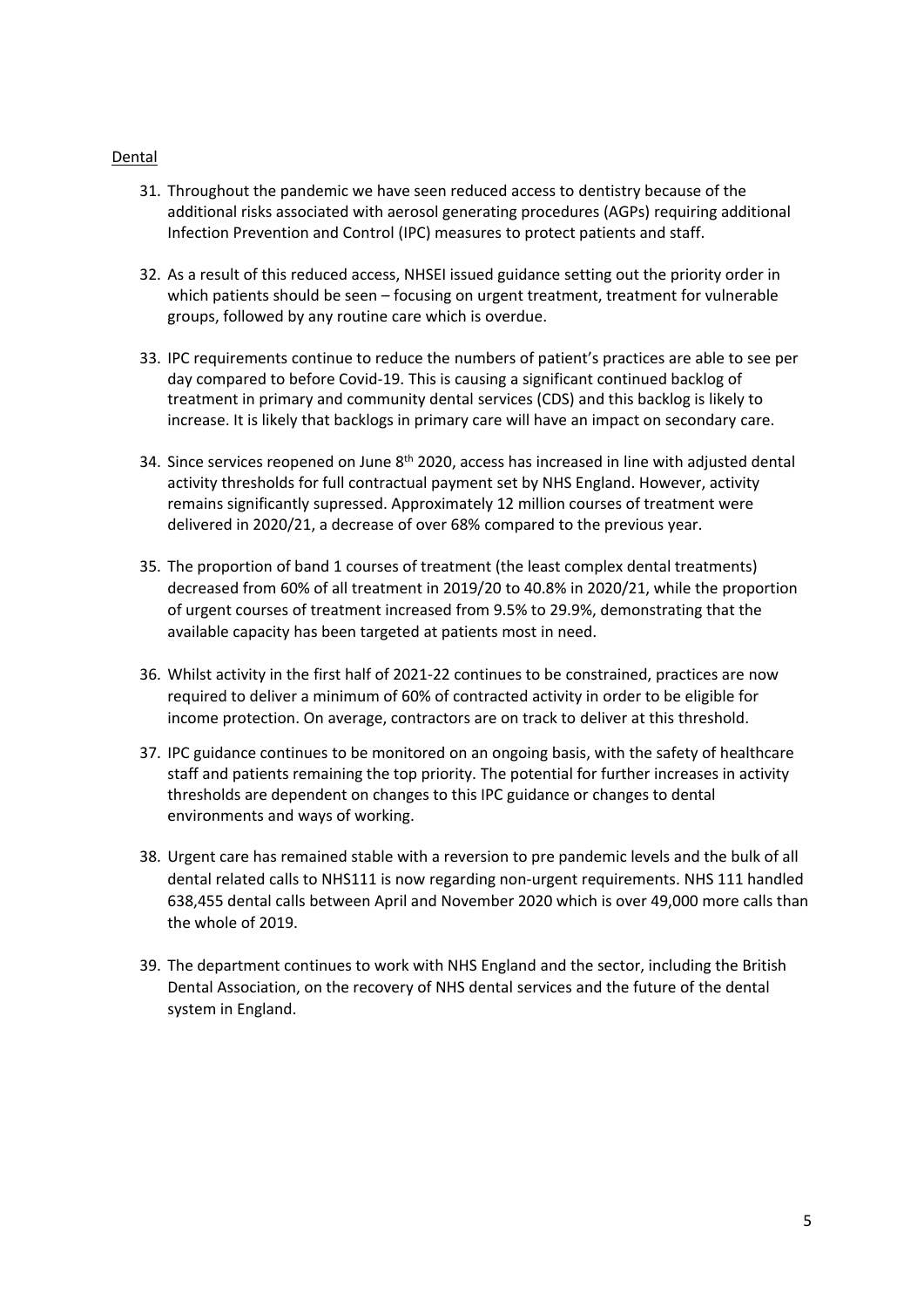Dental

31. Throughout the pandemic we have seen reduced access to dentistry because of the additional risks associated with aerosol generating procedures (AGPs) requiring additional Infection Prevention and Control (IPC) measures to protect patients and staff.

32. As a result of this reduced access, NHSEI issued guidance setting out the priority order in which patients should be seen – focusing on urgent treatment, treatment for vulnerable groups, followed by any routine care which is overdue.

33. IPC requirements continue to reduce the numbers of patient's practices are able to see per day compared to before Covid-19. This is causing a significant continued backlog of treatment in primary and community dental services (CDS) and this backlog is likely to increase. It is likely that backlogs in primary care will have an impact on secondary care.

34. Since services reopened on June 8th 2020, access has increased in line with adjusted dental activity thresholds for full contractual payment set by NHS England. However, activity remains significantly supressed. Approximately 12 million courses of treatment were delivered in 2020/21, a decrease of over 68% compared to the previous year.

35. The proportion of band 1 courses of treatment (the least complex dental treatments) decreased from 60% of all treatment in 2019/20 to 40.8% in 2020/21, while the proportion of urgent courses of treatment increased from 9.5% to 29.9%, demonstrating that the available capacity has been targeted at patients most in need.

36. Whilst activity in the first half of 2021-22 continues to be constrained, practices are now required to deliver a minimum of 60% of contracted activity in order to be eligible for income protection. On average, contractors are on track to deliver at this threshold.

37. IPC guidance continues to be monitored on an ongoing basis, with the safety of healthcare staff and patients remaining the top priority. The potential for further increases in activity thresholds are dependent on changes to this IPC guidance or changes to dental environments and ways of working.

38. Urgent care has remained stable with a reversion to pre pandemic levels and the bulk of all dental related calls to NHS111 is now regarding non-urgent requirements. NHS 111 handled 638,455 dental calls between April and November 2020 which is over 49,000 more calls than the whole of 2019.

39. The department continues to work with NHS England and the sector, including the British Dental Association, on the recovery of NHS dental services and the future of the dental system in England.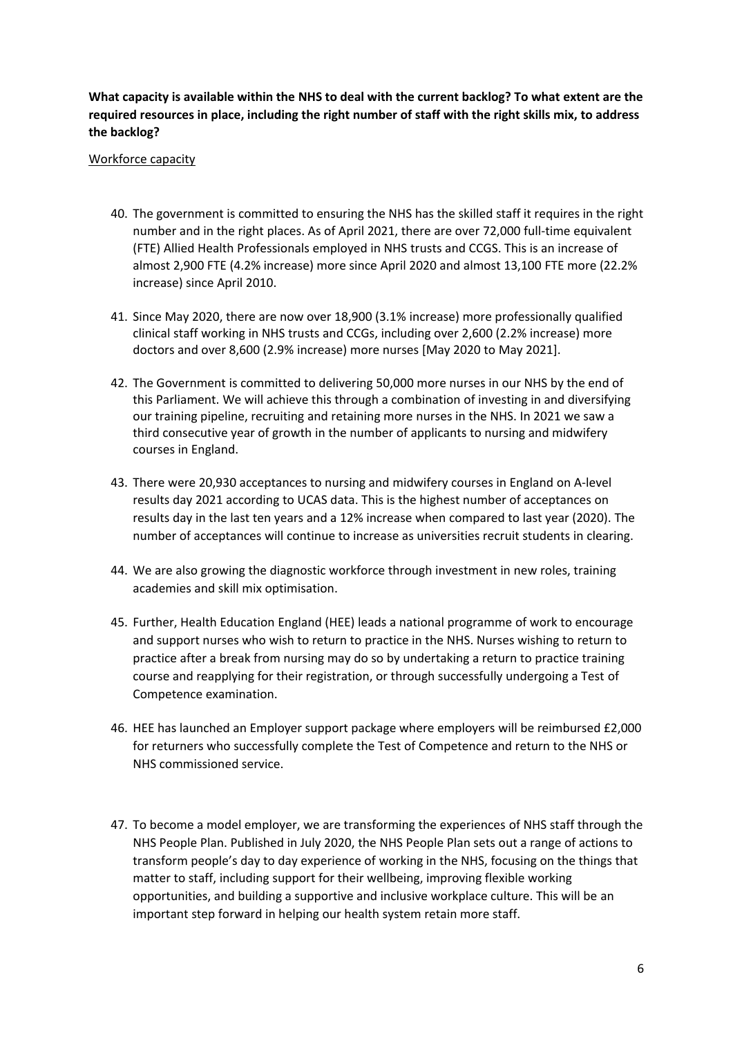**What capacity is available within the NHS to deal with the current backlog? To what extent are the required resources in place, including the right number of staff with the right skills mix, to address the backlog?**

<u>Workforce capacity</u>

40. The government is committed to ensuring the NHS has the skilled staff it requires in the right number and in the right places. As of April 2021, there are over 72,000 full-time equivalent (FTE) Allied Health Professionals employed in NHS trusts and CCGS. This is an increase of almost 2,900 FTE (4.2% increase) more since April 2020 and almost 13,100 FTE more (22.2% increase) since April 2010.
41. Since May 2020, there are now over 18,900 (3.1% increase) more professionally qualified clinical staff working in NHS trusts and CCGs, including over 2,600 (2.2% increase) more doctors and over 8,600 (2.9% increase) more nurses [May 2020 to May 2021].
42. The Government is committed to delivering 50,000 more nurses in our NHS by the end of this Parliament. We will achieve this through a combination of investing in and diversifying our training pipeline, recruiting and retaining more nurses in the NHS. In 2021 we saw a third consecutive year of growth in the number of applicants to nursing and midwifery courses in England.
43. There were 20,930 acceptances to nursing and midwifery courses in England on A-level results day 2021 according to UCAS data. This is the highest number of acceptances on results day in the last ten years and a 12% increase when compared to last year (2020). The number of acceptances will continue to increase as universities recruit students in clearing.
44. We are also growing the diagnostic workforce through investment in new roles, training academies and skill mix optimisation.
45. Further, Health Education England (HEE) leads a national programme of work to encourage and support nurses who wish to return to practice in the NHS. Nurses wishing to return to practice after a break from nursing may do so by undertaking a return to practice training course and reapplying for their registration, or through successfully undergoing a Test of Competence examination.
46. HEE has launched an Employer support package where employers will be reimbursed £2,000 for returners who successfully complete the Test of Competence and return to the NHS or NHS commissioned service.
47. To become a model employer, we are transforming the experiences of NHS staff through the NHS People Plan. Published in July 2020, the NHS People Plan sets out a range of actions to transform people's day to day experience of working in the NHS, focusing on the things that matter to staff, including support for their wellbeing, improving flexible working opportunities, and building a supportive and inclusive workplace culture. This will be an important step forward in helping our health system retain more staff.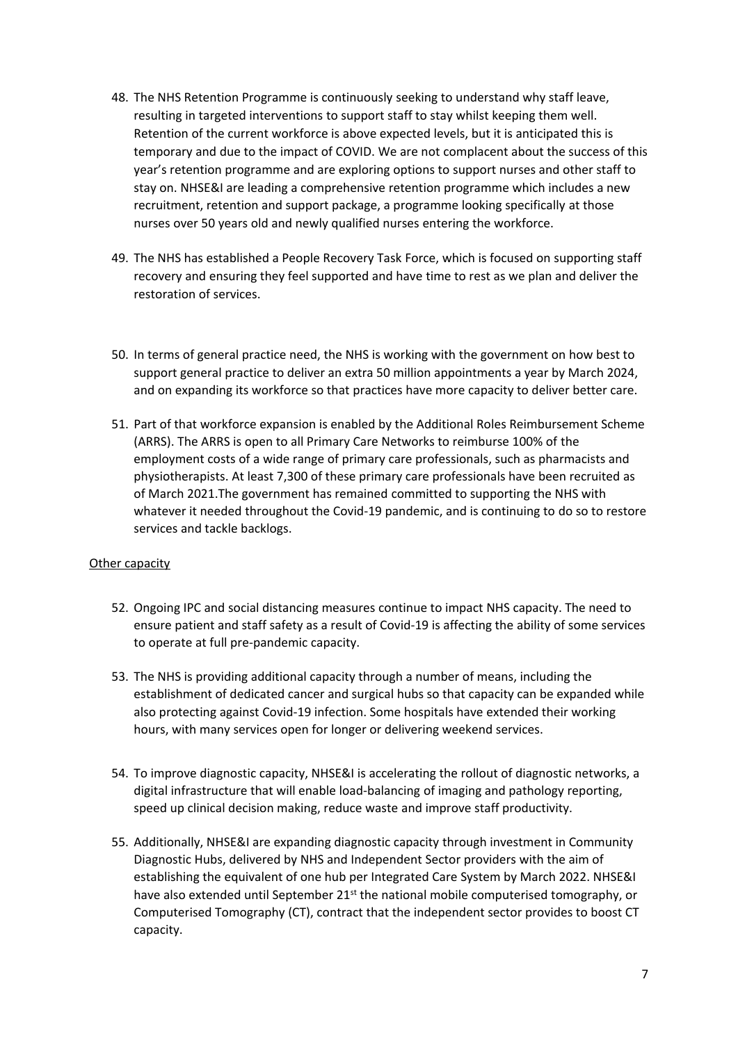48. The NHS Retention Programme is continuously seeking to understand why staff leave, resulting in targeted interventions to support staff to stay whilst keeping them well. Retention of the current workforce is above expected levels, but it is anticipated this is temporary and due to the impact of COVID. We are not complacent about the success of this year's retention programme and are exploring options to support nurses and other staff to stay on. NHSE&I are leading a comprehensive retention programme which includes a new recruitment, retention and support package, a programme looking specifically at those nurses over 50 years old and newly qualified nurses entering the workforce.

49. The NHS has established a People Recovery Task Force, which is focused on supporting staff recovery and ensuring they feel supported and have time to rest as we plan and deliver the restoration of services.

50. In terms of general practice need, the NHS is working with the government on how best to support general practice to deliver an extra 50 million appointments a year by March 2024, and on expanding its workforce so that practices have more capacity to deliver better care.

51. Part of that workforce expansion is enabled by the Additional Roles Reimbursement Scheme (ARRS). The ARRS is open to all Primary Care Networks to reimburse 100% of the employment costs of a wide range of primary care professionals, such as pharmacists and physiotherapists. At least 7,300 of these primary care professionals have been recruited as of March 2021.The government has remained committed to supporting the NHS with whatever it needed throughout the Covid-19 pandemic, and is continuing to do so to restore services and tackle backlogs.

<u>Other capacity</u>

52. Ongoing IPC and social distancing measures continue to impact NHS capacity. The need to ensure patient and staff safety as a result of Covid-19 is affecting the ability of some services to operate at full pre-pandemic capacity.

53. The NHS is providing additional capacity through a number of means, including the establishment of dedicated cancer and surgical hubs so that capacity can be expanded while also protecting against Covid-19 infection. Some hospitals have extended their working hours, with many services open for longer or delivering weekend services.

54. To improve diagnostic capacity, NHSE&I is accelerating the rollout of diagnostic networks, a digital infrastructure that will enable load-balancing of imaging and pathology reporting, speed up clinical decision making, reduce waste and improve staff productivity.

55. Additionally, NHSE&I are expanding diagnostic capacity through investment in Community Diagnostic Hubs, delivered by NHS and Independent Sector providers with the aim of establishing the equivalent of one hub per Integrated Care System by March 2022. NHSE&I have also extended until September 21st the national mobile computerised tomography, or Computerised Tomography (CT), contract that the independent sector provides to boost CT capacity.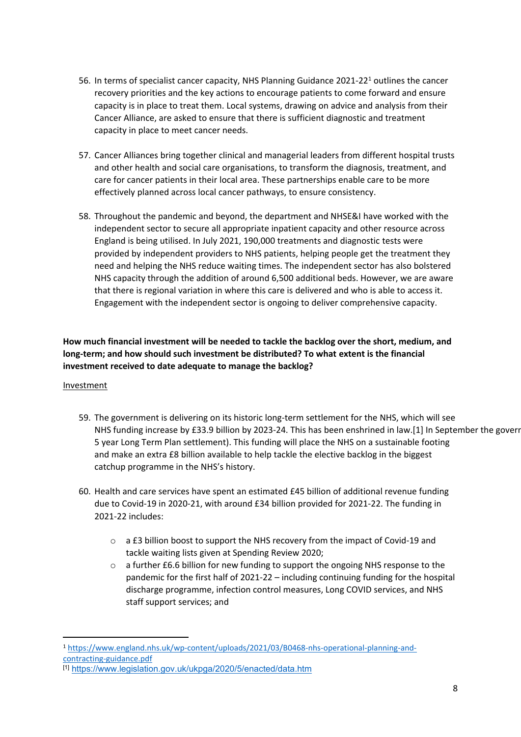56. In terms of specialist cancer capacity, NHS Planning Guidance 2021-22[1] outlines the cancer recovery priorities and the key actions to encourage patients to come forward and ensure capacity is in place to treat them. Local systems, drawing on advice and analysis from their Cancer Alliance, are asked to ensure that there is sufficient diagnostic and treatment capacity in place to meet cancer needs.

57. Cancer Alliances bring together clinical and managerial leaders from different hospital trusts and other health and social care organisations, to transform the diagnosis, treatment, and care for cancer patients in their local area. These partnerships enable care to be more effectively planned across local cancer pathways, to ensure consistency.

58. Throughout the pandemic and beyond, the department and NHSE&I have worked with the independent sector to secure all appropriate inpatient capacity and other resource across England is being utilised. In July 2021, 190,000 treatments and diagnostic tests were provided by independent providers to NHS patients, helping people get the treatment they need and helping the NHS reduce waiting times. The independent sector has also bolstered NHS capacity through the addition of around 6,500 additional beds. However, we are aware that there is regional variation in where this care is delivered and who is able to access it. Engagement with the independent sector is ongoing to deliver comprehensive capacity.

**How much financial investment will be needed to tackle the backlog over the short, medium, and long-term; and how should such investment be distributed? To what extent is the financial investment received to date adequate to manage the backlog?**

Investment

59. The government is delivering on its historic long-term settlement for the NHS, which will see NHS funding increase by £33.9 billion by 2023-24. This has been enshrined in law.[1] In September the goverr 5 year Long Term Plan settlement). This funding will place the NHS on a sustainable footing and make an extra £8 billion available to help tackle the elective backlog in the biggest catchup programme in the NHS's history.

60. Health and care services have spent an estimated £45 billion of additional revenue funding due to Covid-19 in 2020-21, with around £34 billion provided for 2021-22. The funding in 2021-22 includes:

   - a £3 billion boost to support the NHS recovery from the impact of Covid-19 and tackle waiting lists given at Spending Review 2020;
   - a further £6.6 billion for new funding to support the ongoing NHS response to the pandemic for the first half of 2021-22 – including continuing funding for the hospital discharge programme, infection control measures, Long COVID services, and NHS staff support services; and

---

[1] https://www.england.nhs.uk/wp-content/uploads/2021/03/B0468-nhs-operational-planning-and-contracting-guidance.pdf

[1] https://www.legislation.gov.uk/ukpga/2020/5/enacted/data.htm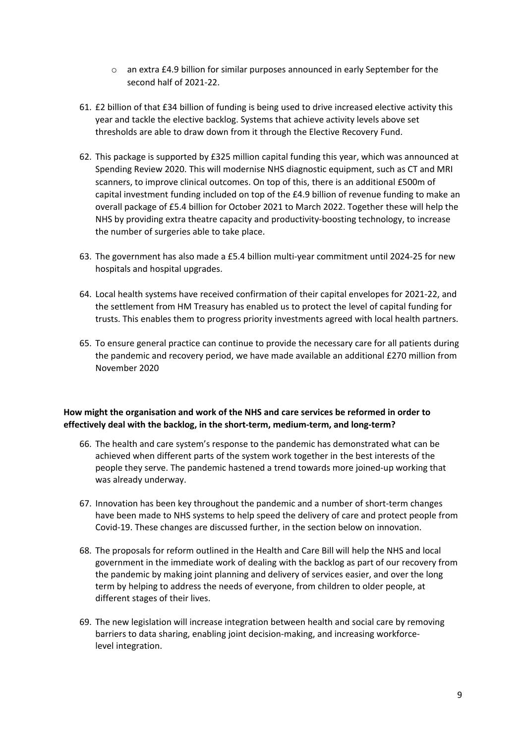- an extra £4.9 billion for similar purposes announced in early September for the second half of 2021-22.

61. £2 billion of that £34 billion of funding is being used to drive increased elective activity this year and tackle the elective backlog. Systems that achieve activity levels above set thresholds are able to draw down from it through the Elective Recovery Fund.

62. This package is supported by £325 million capital funding this year, which was announced at Spending Review 2020. This will modernise NHS diagnostic equipment, such as CT and MRI scanners, to improve clinical outcomes. On top of this, there is an additional £500m of capital investment funding included on top of the £4.9 billion of revenue funding to make an overall package of £5.4 billion for October 2021 to March 2022. Together these will help the NHS by providing extra theatre capacity and productivity-boosting technology, to increase the number of surgeries able to take place.

63. The government has also made a £5.4 billion multi-year commitment until 2024-25 for new hospitals and hospital upgrades.

64. Local health systems have received confirmation of their capital envelopes for 2021-22, and the settlement from HM Treasury has enabled us to protect the level of capital funding for trusts. This enables them to progress priority investments agreed with local health partners.

65. To ensure general practice can continue to provide the necessary care for all patients during the pandemic and recovery period, we have made available an additional £270 million from November 2020

**How might the organisation and work of the NHS and care services be reformed in order to effectively deal with the backlog, in the short-term, medium-term, and long-term?**

66. The health and care system's response to the pandemic has demonstrated what can be achieved when different parts of the system work together in the best interests of the people they serve. The pandemic hastened a trend towards more joined-up working that was already underway.

67. Innovation has been key throughout the pandemic and a number of short-term changes have been made to NHS systems to help speed the delivery of care and protect people from Covid-19. These changes are discussed further, in the section below on innovation.

68. The proposals for reform outlined in the Health and Care Bill will help the NHS and local government in the immediate work of dealing with the backlog as part of our recovery from the pandemic by making joint planning and delivery of services easier, and over the long term by helping to address the needs of everyone, from children to older people, at different stages of their lives.

69. The new legislation will increase integration between health and social care by removing barriers to data sharing, enabling joint decision-making, and increasing workforce-level integration.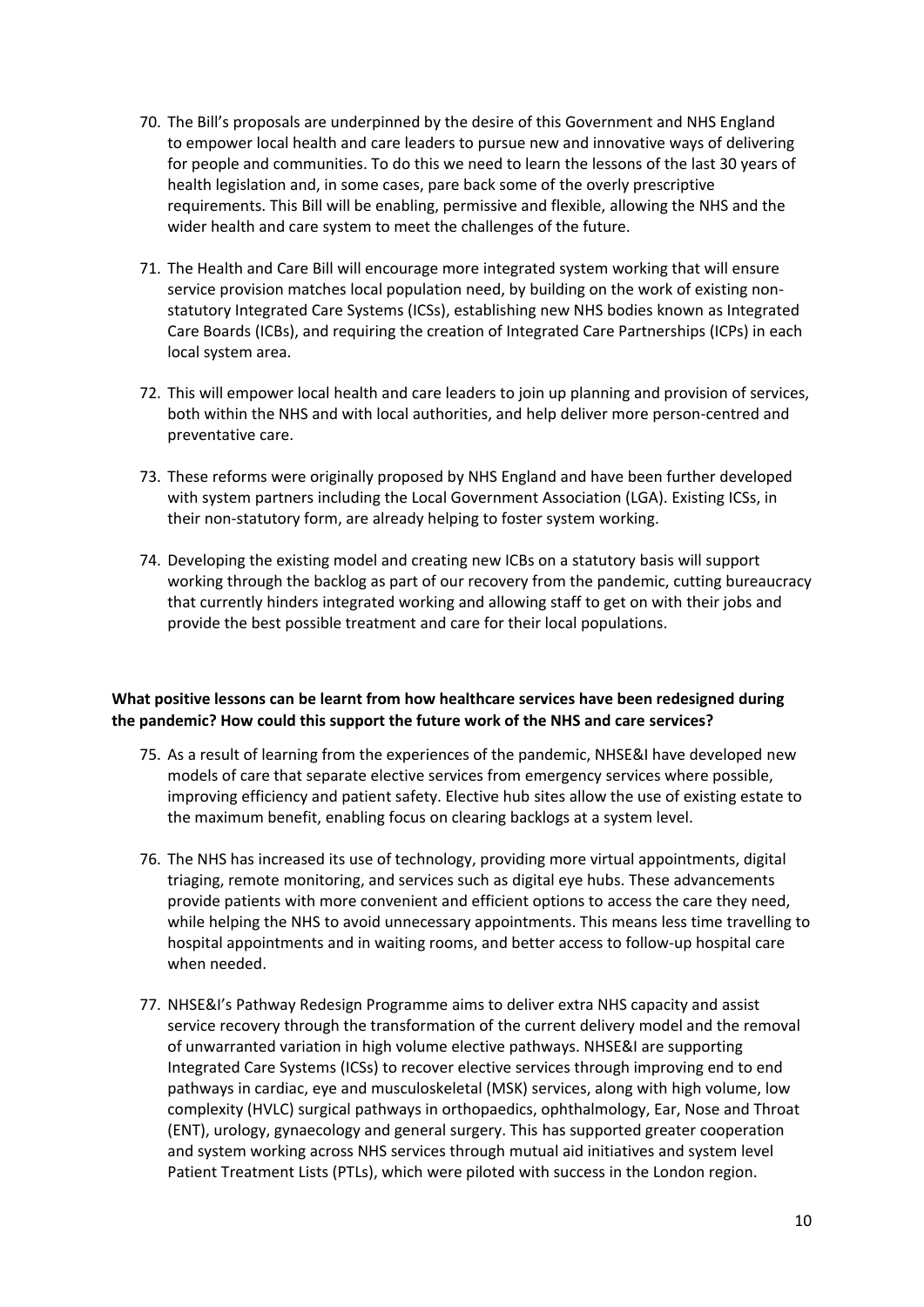70. The Bill's proposals are underpinned by the desire of this Government and NHS England to empower local health and care leaders to pursue new and innovative ways of delivering for people and communities. To do this we need to learn the lessons of the last 30 years of health legislation and, in some cases, pare back some of the overly prescriptive requirements. This Bill will be enabling, permissive and flexible, allowing the NHS and the wider health and care system to meet the challenges of the future.

71. The Health and Care Bill will encourage more integrated system working that will ensure service provision matches local population need, by building on the work of existing non-statutory Integrated Care Systems (ICSs), establishing new NHS bodies known as Integrated Care Boards (ICBs), and requiring the creation of Integrated Care Partnerships (ICPs) in each local system area.

72. This will empower local health and care leaders to join up planning and provision of services, both within the NHS and with local authorities, and help deliver more person-centred and preventative care.

73. These reforms were originally proposed by NHS England and have been further developed with system partners including the Local Government Association (LGA). Existing ICSs, in their non-statutory form, are already helping to foster system working.

74. Developing the existing model and creating new ICBs on a statutory basis will support working through the backlog as part of our recovery from the pandemic, cutting bureaucracy that currently hinders integrated working and allowing staff to get on with their jobs and provide the best possible treatment and care for their local populations.

**What positive lessons can be learnt from how healthcare services have been redesigned during the pandemic? How could this support the future work of the NHS and care services?**

75. As a result of learning from the experiences of the pandemic, NHSE&I have developed new models of care that separate elective services from emergency services where possible, improving efficiency and patient safety. Elective hub sites allow the use of existing estate to the maximum benefit, enabling focus on clearing backlogs at a system level.

76. The NHS has increased its use of technology, providing more virtual appointments, digital triaging, remote monitoring, and services such as digital eye hubs. These advancements provide patients with more convenient and efficient options to access the care they need, while helping the NHS to avoid unnecessary appointments. This means less time travelling to hospital appointments and in waiting rooms, and better access to follow-up hospital care when needed.

77. NHSE&I's Pathway Redesign Programme aims to deliver extra NHS capacity and assist service recovery through the transformation of the current delivery model and the removal of unwarranted variation in high volume elective pathways. NHSE&I are supporting Integrated Care Systems (ICSs) to recover elective services through improving end to end pathways in cardiac, eye and musculoskeletal (MSK) services, along with high volume, low complexity (HVLC) surgical pathways in orthopaedics, ophthalmology, Ear, Nose and Throat (ENT), urology, gynaecology and general surgery. This has supported greater cooperation and system working across NHS services through mutual aid initiatives and system level Patient Treatment Lists (PTLs), which were piloted with success in the London region.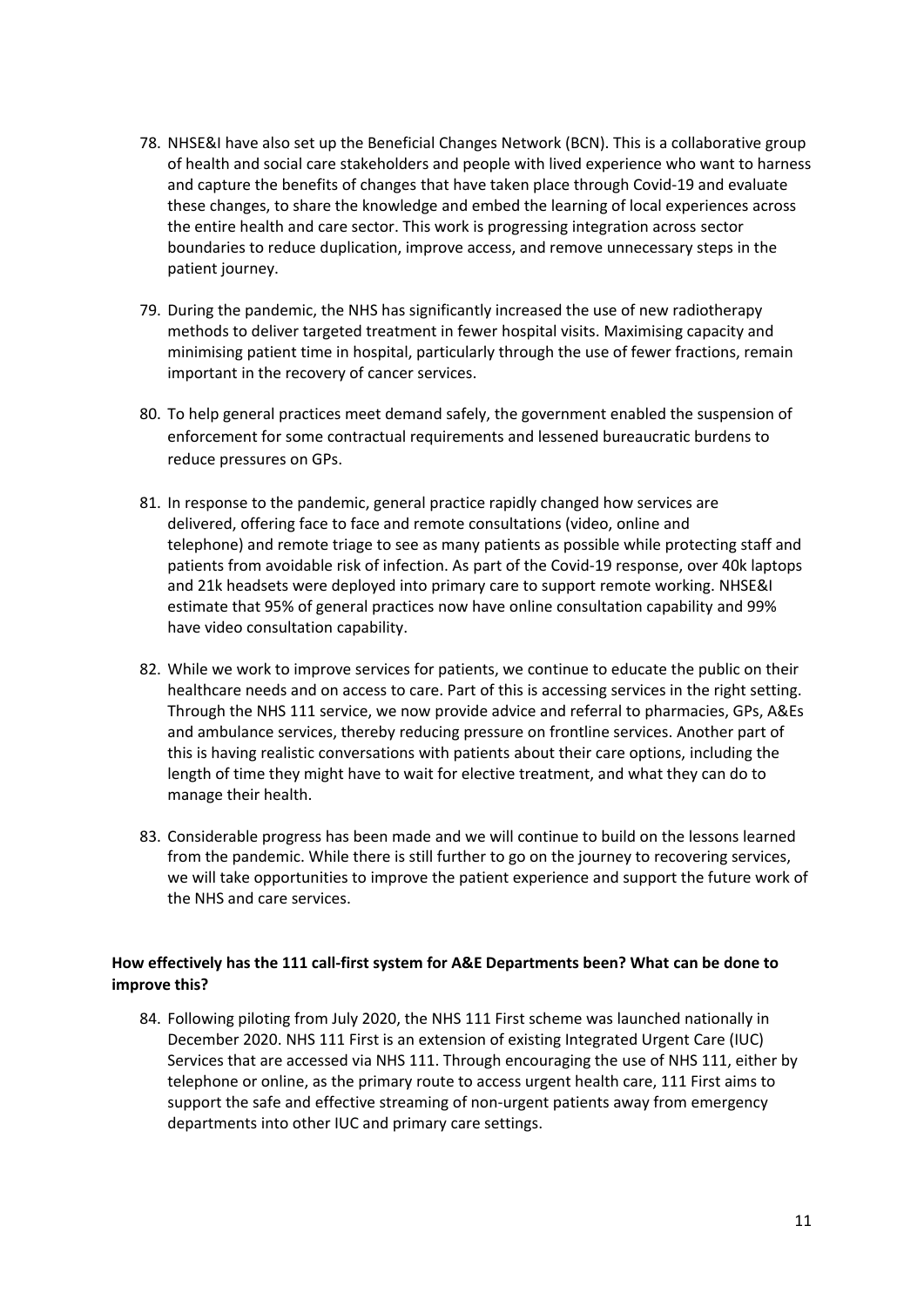78. NHSE&I have also set up the Beneficial Changes Network (BCN). This is a collaborative group of health and social care stakeholders and people with lived experience who want to harness and capture the benefits of changes that have taken place through Covid-19 and evaluate these changes, to share the knowledge and embed the learning of local experiences across the entire health and care sector. This work is progressing integration across sector boundaries to reduce duplication, improve access, and remove unnecessary steps in the patient journey.

79. During the pandemic, the NHS has significantly increased the use of new radiotherapy methods to deliver targeted treatment in fewer hospital visits. Maximising capacity and minimising patient time in hospital, particularly through the use of fewer fractions, remain important in the recovery of cancer services.

80. To help general practices meet demand safely, the government enabled the suspension of enforcement for some contractual requirements and lessened bureaucratic burdens to reduce pressures on GPs.

81. In response to the pandemic, general practice rapidly changed how services are delivered, offering face to face and remote consultations (video, online and telephone) and remote triage to see as many patients as possible while protecting staff and patients from avoidable risk of infection. As part of the Covid-19 response, over 40k laptops and 21k headsets were deployed into primary care to support remote working. NHSE&I estimate that 95% of general practices now have online consultation capability and 99% have video consultation capability.

82. While we work to improve services for patients, we continue to educate the public on their healthcare needs and on access to care. Part of this is accessing services in the right setting. Through the NHS 111 service, we now provide advice and referral to pharmacies, GPs, A&Es and ambulance services, thereby reducing pressure on frontline services. Another part of this is having realistic conversations with patients about their care options, including the length of time they might have to wait for elective treatment, and what they can do to manage their health.

83. Considerable progress has been made and we will continue to build on the lessons learned from the pandemic. While there is still further to go on the journey to recovering services, we will take opportunities to improve the patient experience and support the future work of the NHS and care services.

**How effectively has the 111 call-first system for A&E Departments been? What can be done to improve this?**

84. Following piloting from July 2020, the NHS 111 First scheme was launched nationally in December 2020. NHS 111 First is an extension of existing Integrated Urgent Care (IUC) Services that are accessed via NHS 111. Through encouraging the use of NHS 111, either by telephone or online, as the primary route to access urgent health care, 111 First aims to support the safe and effective streaming of non-urgent patients away from emergency departments into other IUC and primary care settings.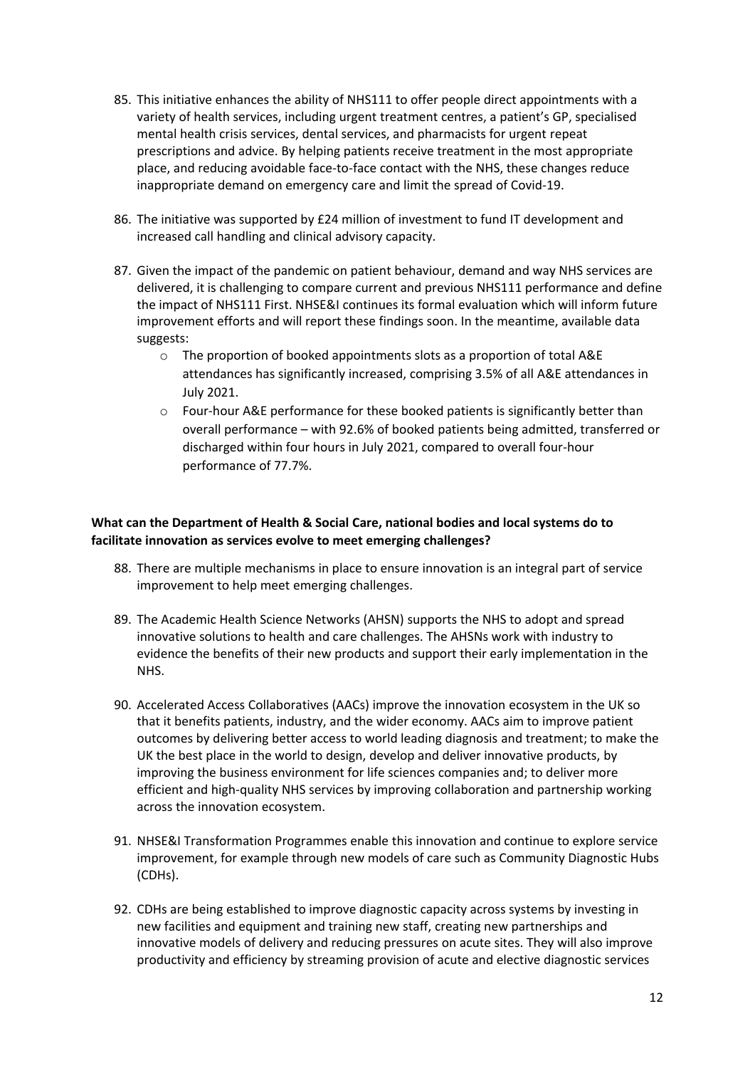85. This initiative enhances the ability of NHS111 to offer people direct appointments with a variety of health services, including urgent treatment centres, a patient's GP, specialised mental health crisis services, dental services, and pharmacists for urgent repeat prescriptions and advice. By helping patients receive treatment in the most appropriate place, and reducing avoidable face-to-face contact with the NHS, these changes reduce inappropriate demand on emergency care and limit the spread of Covid-19.

86. The initiative was supported by £24 million of investment to fund IT development and increased call handling and clinical advisory capacity.

87. Given the impact of the pandemic on patient behaviour, demand and way NHS services are delivered, it is challenging to compare current and previous NHS111 performance and define the impact of NHS111 First. NHSE&I continues its formal evaluation which will inform future improvement efforts and will report these findings soon. In the meantime, available data suggests:
    - The proportion of booked appointments slots as a proportion of total A&E attendances has significantly increased, comprising 3.5% of all A&E attendances in July 2021.
    - Four-hour A&E performance for these booked patients is significantly better than overall performance – with 92.6% of booked patients being admitted, transferred or discharged within four hours in July 2021, compared to overall four-hour performance of 77.7%.

**What can the Department of Health & Social Care, national bodies and local systems do to facilitate innovation as services evolve to meet emerging challenges?**

88. There are multiple mechanisms in place to ensure innovation is an integral part of service improvement to help meet emerging challenges.

89. The Academic Health Science Networks (AHSN) supports the NHS to adopt and spread innovative solutions to health and care challenges. The AHSNs work with industry to evidence the benefits of their new products and support their early implementation in the NHS.

90. Accelerated Access Collaboratives (AACs) improve the innovation ecosystem in the UK so that it benefits patients, industry, and the wider economy. AACs aim to improve patient outcomes by delivering better access to world leading diagnosis and treatment; to make the UK the best place in the world to design, develop and deliver innovative products, by improving the business environment for life sciences companies and; to deliver more efficient and high-quality NHS services by improving collaboration and partnership working across the innovation ecosystem.

91. NHSE&I Transformation Programmes enable this innovation and continue to explore service improvement, for example through new models of care such as Community Diagnostic Hubs (CDHs).

92. CDHs are being established to improve diagnostic capacity across systems by investing in new facilities and equipment and training new staff, creating new partnerships and innovative models of delivery and reducing pressures on acute sites. They will also improve productivity and efficiency by streaming provision of acute and elective diagnostic services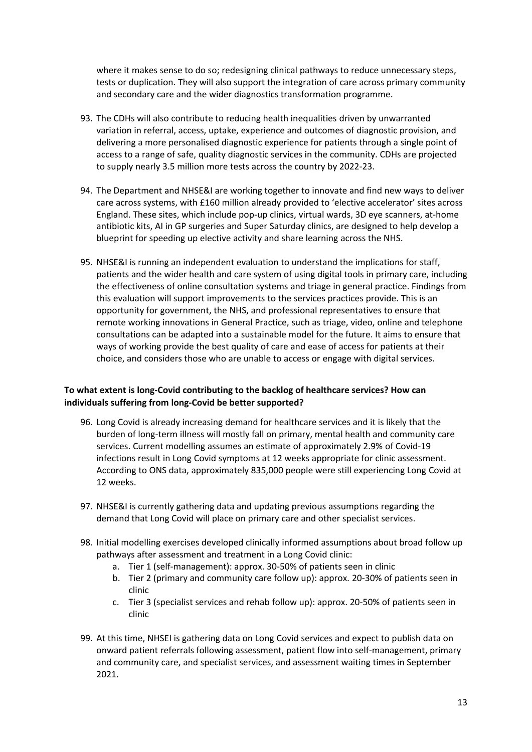where it makes sense to do so; redesigning clinical pathways to reduce unnecessary steps, tests or duplication. They will also support the integration of care across primary community and secondary care and the wider diagnostics transformation programme.

93. The CDHs will also contribute to reducing health inequalities driven by unwarranted variation in referral, access, uptake, experience and outcomes of diagnostic provision, and delivering a more personalised diagnostic experience for patients through a single point of access to a range of safe, quality diagnostic services in the community. CDHs are projected to supply nearly 3.5 million more tests across the country by 2022-23.

94. The Department and NHSE&I are working together to innovate and find new ways to deliver care across systems, with £160 million already provided to 'elective accelerator' sites across England. These sites, which include pop-up clinics, virtual wards, 3D eye scanners, at-home antibiotic kits, AI in GP surgeries and Super Saturday clinics, are designed to help develop a blueprint for speeding up elective activity and share learning across the NHS.

95. NHSE&I is running an independent evaluation to understand the implications for staff, patients and the wider health and care system of using digital tools in primary care, including the effectiveness of online consultation systems and triage in general practice. Findings from this evaluation will support improvements to the services practices provide. This is an opportunity for government, the NHS, and professional representatives to ensure that remote working innovations in General Practice, such as triage, video, online and telephone consultations can be adapted into a sustainable model for the future. It aims to ensure that ways of working provide the best quality of care and ease of access for patients at their choice, and considers those who are unable to access or engage with digital services.

**To what extent is long-Covid contributing to the backlog of healthcare services? How can individuals suffering from long-Covid be better supported?**

96. Long Covid is already increasing demand for healthcare services and it is likely that the burden of long-term illness will mostly fall on primary, mental health and community care services. Current modelling assumes an estimate of approximately 2.9% of Covid-19 infections result in Long Covid symptoms at 12 weeks appropriate for clinic assessment. According to ONS data, approximately 835,000 people were still experiencing Long Covid at 12 weeks.

97. NHSE&I is currently gathering data and updating previous assumptions regarding the demand that Long Covid will place on primary care and other specialist services.

98. Initial modelling exercises developed clinically informed assumptions about broad follow up pathways after assessment and treatment in a Long Covid clinic:
    a. Tier 1 (self-management): approx. 30-50% of patients seen in clinic
    b. Tier 2 (primary and community care follow up): approx. 20-30% of patients seen in clinic
    c. Tier 3 (specialist services and rehab follow up): approx. 20-50% of patients seen in clinic

99. At this time, NHSEI is gathering data on Long Covid services and expect to publish data on onward patient referrals following assessment, patient flow into self-management, primary and community care, and specialist services, and assessment waiting times in September 2021.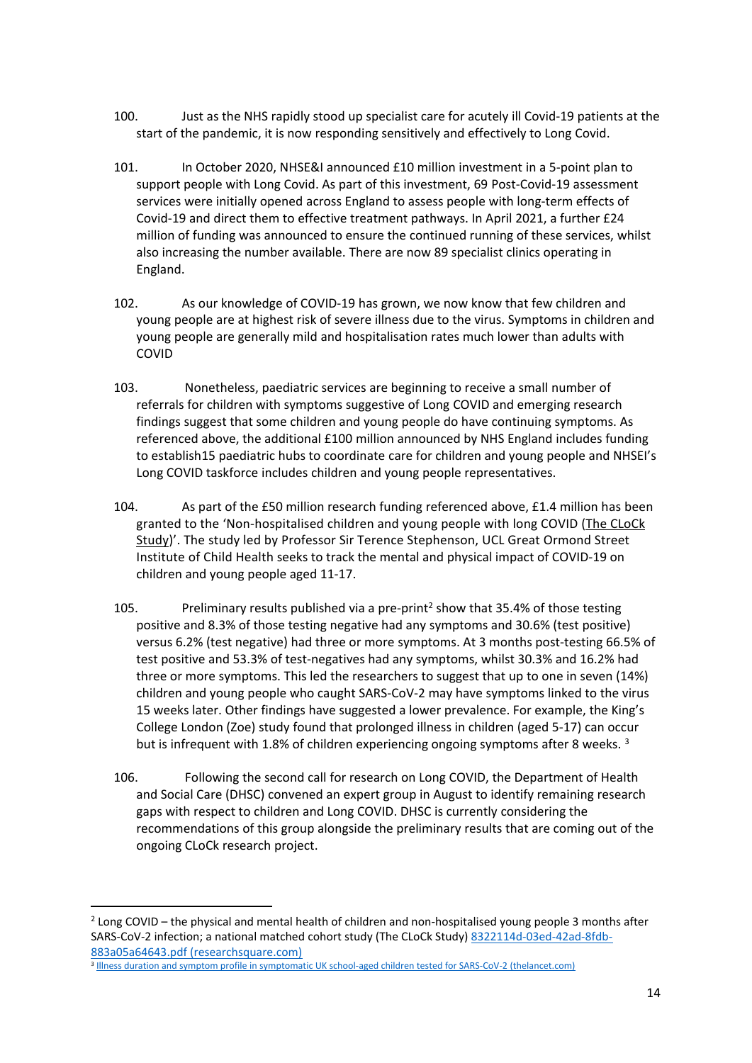100. Just as the NHS rapidly stood up specialist care for acutely ill Covid-19 patients at the start of the pandemic, it is now responding sensitively and effectively to Long Covid.

101. In October 2020, NHSE&I announced £10 million investment in a 5-point plan to support people with Long Covid. As part of this investment, 69 Post-Covid-19 assessment services were initially opened across England to assess people with long-term effects of Covid-19 and direct them to effective treatment pathways. In April 2021, a further £24 million of funding was announced to ensure the continued running of these services, whilst also increasing the number available. There are now 89 specialist clinics operating in England.

102. As our knowledge of COVID-19 has grown, we now know that few children and young people are at highest risk of severe illness due to the virus. Symptoms in children and young people are generally mild and hospitalisation rates much lower than adults with COVID

103. Nonetheless, paediatric services are beginning to receive a small number of referrals for children with symptoms suggestive of Long COVID and emerging research findings suggest that some children and young people do have continuing symptoms. As referenced above, the additional £100 million announced by NHS England includes funding to establish15 paediatric hubs to coordinate care for children and young people and NHSEI's Long COVID taskforce includes children and young people representatives.

104. As part of the £50 million research funding referenced above, £1.4 million has been granted to the 'Non-hospitalised children and young people with long COVID (The CLoCk Study)'. The study led by Professor Sir Terence Stephenson, UCL Great Ormond Street Institute of Child Health seeks to track the mental and physical impact of COVID-19 on children and young people aged 11-17.

105. Preliminary results published via a pre-print[2] show that 35.4% of those testing positive and 8.3% of those testing negative had any symptoms and 30.6% (test positive) versus 6.2% (test negative) had three or more symptoms. At 3 months post-testing 66.5% of test positive and 53.3% of test-negatives had any symptoms, whilst 30.3% and 16.2% had three or more symptoms. This led the researchers to suggest that up to one in seven (14%) children and young people who caught SARS-CoV-2 may have symptoms linked to the virus 15 weeks later. Other findings have suggested a lower prevalence. For example, the King's College London (Zoe) study found that prolonged illness in children (aged 5-17) can occur but is infrequent with 1.8% of children experiencing ongoing symptoms after 8 weeks. [3]

106. Following the second call for research on Long COVID, the Department of Health and Social Care (DHSC) convened an expert group in August to identify remaining research gaps with respect to children and Long COVID. DHSC is currently considering the recommendations of this group alongside the preliminary results that are coming out of the ongoing CLoCk research project.

---

[2] Long COVID – the physical and mental health of children and non-hospitalised young people 3 months after SARS-CoV-2 infection; a national matched cohort study (The CLoCk Study) 8322114d-03ed-42ad-8fdb-883a05a64643.pdf (researchsquare.com)

[3] Illness duration and symptom profile in symptomatic UK school-aged children tested for SARS-CoV-2 (thelancet.com)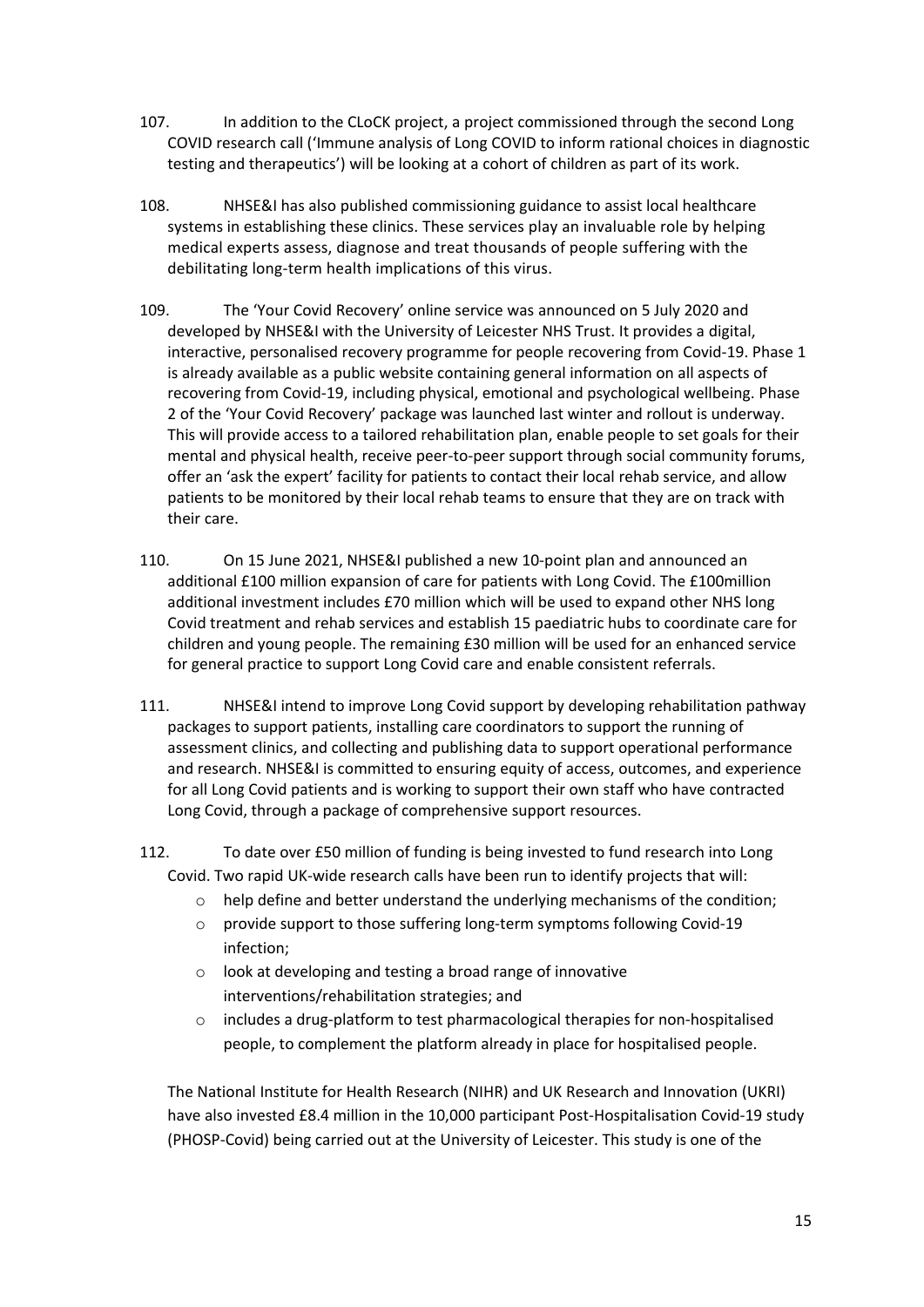107. In addition to the CLoCK project, a project commissioned through the second Long COVID research call ('Immune analysis of Long COVID to inform rational choices in diagnostic testing and therapeutics') will be looking at a cohort of children as part of its work.

108. NHSE&I has also published commissioning guidance to assist local healthcare systems in establishing these clinics. These services play an invaluable role by helping medical experts assess, diagnose and treat thousands of people suffering with the debilitating long-term health implications of this virus.

109. The 'Your Covid Recovery' online service was announced on 5 July 2020 and developed by NHSE&I with the University of Leicester NHS Trust. It provides a digital, interactive, personalised recovery programme for people recovering from Covid-19. Phase 1 is already available as a public website containing general information on all aspects of recovering from Covid-19, including physical, emotional and psychological wellbeing. Phase 2 of the 'Your Covid Recovery' package was launched last winter and rollout is underway. This will provide access to a tailored rehabilitation plan, enable people to set goals for their mental and physical health, receive peer-to-peer support through social community forums, offer an 'ask the expert' facility for patients to contact their local rehab service, and allow patients to be monitored by their local rehab teams to ensure that they are on track with their care.

110. On 15 June 2021, NHSE&I published a new 10-point plan and announced an additional £100 million expansion of care for patients with Long Covid. The £100million additional investment includes £70 million which will be used to expand other NHS long Covid treatment and rehab services and establish 15 paediatric hubs to coordinate care for children and young people. The remaining £30 million will be used for an enhanced service for general practice to support Long Covid care and enable consistent referrals.

111. NHSE&I intend to improve Long Covid support by developing rehabilitation pathway packages to support patients, installing care coordinators to support the running of assessment clinics, and collecting and publishing data to support operational performance and research. NHSE&I is committed to ensuring equity of access, outcomes, and experience for all Long Covid patients and is working to support their own staff who have contracted Long Covid, through a package of comprehensive support resources.

112. To date over £50 million of funding is being invested to fund research into Long Covid. Two rapid UK-wide research calls have been run to identify projects that will:

- help define and better understand the underlying mechanisms of the condition;
- provide support to those suffering long-term symptoms following Covid-19 infection;
- look at developing and testing a broad range of innovative interventions/rehabilitation strategies; and
- includes a drug-platform to test pharmacological therapies for non-hospitalised people, to complement the platform already in place for hospitalised people.

The National Institute for Health Research (NIHR) and UK Research and Innovation (UKRI) have also invested £8.4 million in the 10,000 participant Post-Hospitalisation Covid-19 study (PHOSP-Covid) being carried out at the University of Leicester. This study is one of the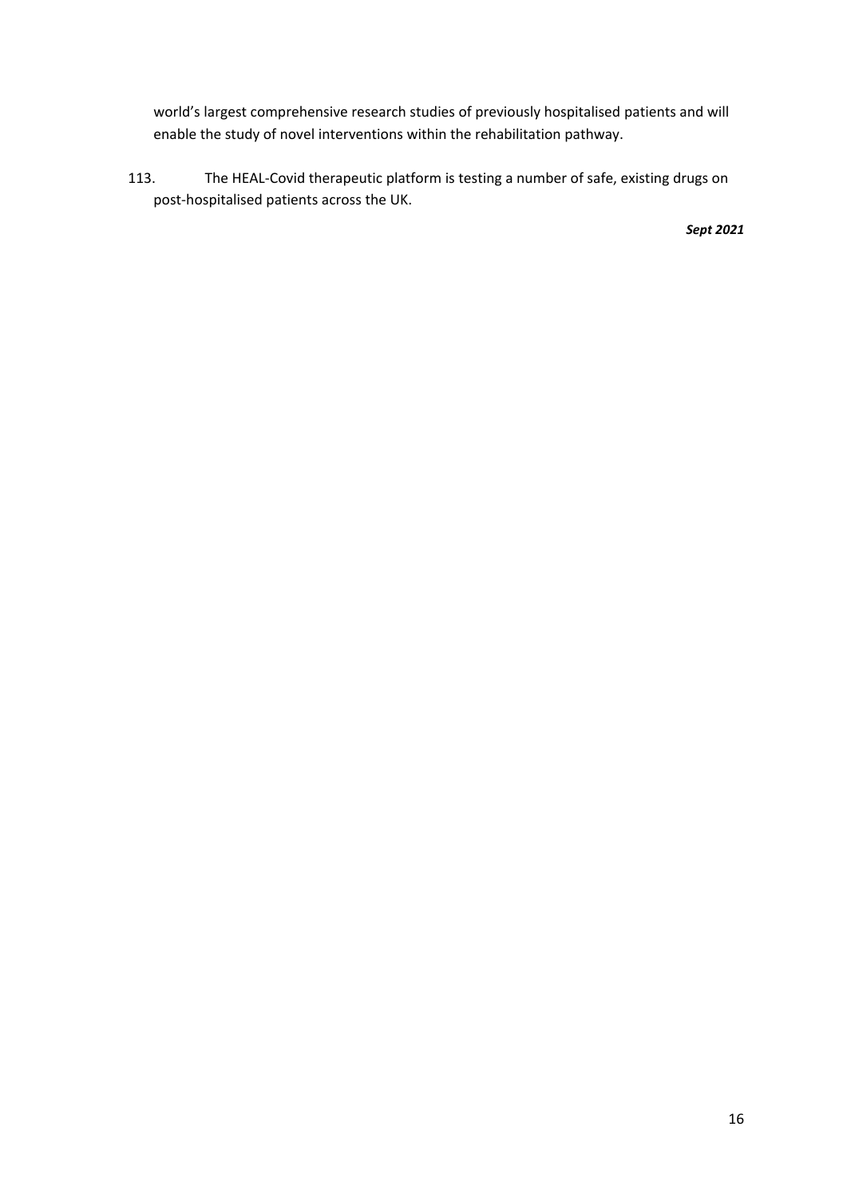world's largest comprehensive research studies of previously hospitalised patients and will enable the study of novel interventions within the rehabilitation pathway.

113. The HEAL-Covid therapeutic platform is testing a number of safe, existing drugs on post-hospitalised patients across the UK.

***Sept 2021***